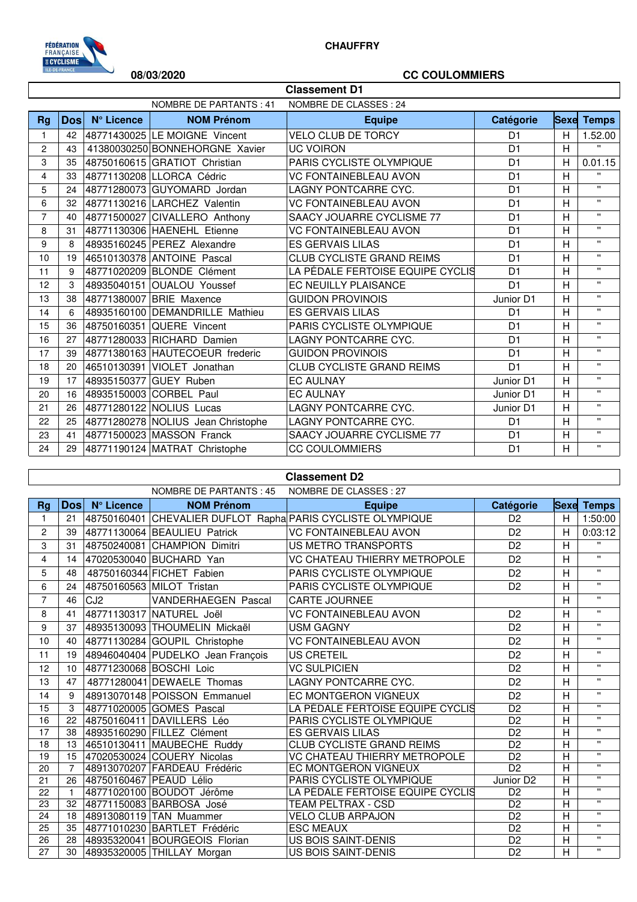# CHAUFFRY

**08/03/2020** **CC COULOMMIERS**

## Classement D1

NOMBRE DE PARTANTS : 41 NOMBRE DE CLASSES : 24

| Rg | Dos | N° Licence | NOM Prénom | Equipe | Catégorie | Sexe | Temps |
|---|---|---|---|---|---|---|---|
| 1 | 42 | 48771430025 | LE MOIGNE Vincent | VELO CLUB DE TORCY | D1 | H | 1.52.00 |
| 2 | 43 | 41380030250 | BONNEHORGNE Xavier | UC VOIRON | D1 | H | " |
| 3 | 35 | 48750160615 | GRATIOT Christian | PARIS CYCLISTE OLYMPIQUE | D1 | H | 0.01.15 |
| 4 | 33 | 48771130208 | LLORCA Cédric | VC FONTAINEBLEAU AVON | D1 | H | " |
| 5 | 24 | 48771280073 | GUYOMARD Jordan | LAGNY PONTCARRE CYC. | D1 | H | " |
| 6 | 32 | 48771130216 | LARCHEZ Valentin | VC FONTAINEBLEAU AVON | D1 | H | " |
| 7 | 40 | 48771500027 | CIVALLERO Anthony | SAACY JOUARRE CYCLISME 77 | D1 | H | " |
| 8 | 31 | 48771130306 | HAENEHL Etienne | VC FONTAINEBLEAU AVON | D1 | H | " |
| 9 | 8 | 48935160245 | PEREZ Alexandre | ES GERVAIS LILAS | D1 | H | " |
| 10 | 19 | 46510130378 | ANTOINE Pascal | CLUB CYCLISTE GRAND REIMS | D1 | H | " |
| 11 | 9 | 48771020209 | BLONDE Clément | LA PÉDALE FERTOISE EQUIPE CYCLIS | D1 | H | " |
| 12 | 3 | 48935040151 | OUALOU Youssef | EC NEUILLY PLAISANCE | D1 | H | " |
| 13 | 38 | 48771380007 | BRIE Maxence | GUIDON PROVINOIS | Junior D1 | H | " |
| 14 | 6 | 48935160100 | DEMANDRILLE Mathieu | ES GERVAIS LILAS | D1 | H | " |
| 15 | 36 | 48750160351 | QUERE Vincent | PARIS CYCLISTE OLYMPIQUE | D1 | H | " |
| 16 | 27 | 48771280033 | RICHARD Damien | LAGNY PONTCARRE CYC. | D1 | H | " |
| 17 | 39 | 48771380163 | HAUTECOEUR frederic | GUIDON PROVINOIS | D1 | H | " |
| 18 | 20 | 46510130391 | VIOLET Jonathan | CLUB CYCLISTE GRAND REIMS | D1 | H | " |
| 19 | 17 | 48935150377 | GUEY Ruben | EC AULNAY | Junior D1 | H | " |
| 20 | 16 | 48935150003 | CORBEL Paul | EC AULNAY | Junior D1 | H | " |
| 21 | 26 | 48771280122 | NOLIUS Lucas | LAGNY PONTCARRE CYC. | Junior D1 | H | " |
| 22 | 25 | 48771280278 | NOLIUS Jean Christophe | LAGNY PONTCARRE CYC. | D1 | H | " |
| 23 | 41 | 48771500023 | MASSON Franck | SAACY JOUARRE CYCLISME 77 | D1 | H | " |
| 24 | 29 | 48771190124 | MATRAT Christophe | CC COULOMMIERS | D1 | H | " |

## Classement D2

NOMBRE DE PARTANTS : 45 NOMBRE DE CLASSES : 27

| Rg | Dos | N° Licence | NOM Prénom | Equipe | Catégorie | Sexe | Temps |
|---|---|---|---|---|---|---|---|
| 1 | 21 | 48750160401 | CHEVALIER DUFLOT Rapha | PARIS CYCLISTE OLYMPIQUE | D2 | H | 1:50:00 |
| 2 | 39 | 48771130064 | BEAULIEU Patrick | VC FONTAINEBLEAU AVON | D2 | H | 0:03:12 |
| 3 | 31 | 48750240081 | CHAMPION Dimitri | US METRO TRANSPORTS | D2 | H | " |
| 4 | 14 | 47020530040 | BUCHARD Yan | VC CHATEAU THIERRY METROPOLE | D2 | H | " |
| 5 | 48 | 48750160344 | FICHET Fabien | PARIS CYCLISTE OLYMPIQUE | D2 | H | " |
| 6 | 24 | 48750160563 | MILOT Tristan | PARIS CYCLISTE OLYMPIQUE | D2 | H | " |
| 7 | 46 | CJ2 | VANDERHAEGEN Pascal | CARTE JOURNEE | | H | " |
| 8 | 41 | 48771130317 | NATUREL Joël | VC FONTAINEBLEAU AVON | D2 | H | " |
| 9 | 37 | 48935130093 | THOUMELIN Mickaël | USM GAGNY | D2 | H | " |
| 10 | 40 | 48771130284 | GOUPIL Christophe | VC FONTAINEBLEAU AVON | D2 | H | " |
| 11 | 19 | 48946040404 | PUDELKO Jean François | US CRETEIL | D2 | H | " |
| 12 | 10 | 48771230068 | BOSCHI Loic | VC SULPICIEN | D2 | H | " |
| 13 | 47 | 48771280041 | DEWAELE Thomas | LAGNY PONTCARRE CYC. | D2 | H | " |
| 14 | 9 | 48913070148 | POISSON Emmanuel | EC MONTGERON VIGNEUX | D2 | H | " |
| 15 | 3 | 48771020005 | GOMES Pascal | LA PÉDALE FERTOISE EQUIPE CYCLIS | D2 | H | " |
| 16 | 22 | 48750160411 | DAVILLERS Léo | PARIS CYCLISTE OLYMPIQUE | D2 | H | " |
| 17 | 38 | 48935160290 | FILLEZ Clément | ES GERVAIS LILAS | D2 | H | " |
| 18 | 13 | 46510130411 | MAUBECHE Ruddy | CLUB CYCLISTE GRAND REIMS | D2 | H | " |
| 19 | 15 | 47020530024 | COUERY Nicolas | VC CHATEAU THIERRY METROPOLE | D2 | H | " |
| 20 | 7 | 48913070207 | FARDEAU Frédéric | EC MONTGERON VIGNEUX | D2 | H | " |
| 21 | 26 | 48750160467 | PEAUD Lélio | PARIS CYCLISTE OLYMPIQUE | Junior D2 | H | " |
| 22 | 1 | 48771020100 | BOUDOT Jérôme | LA PÉDALE FERTOISE EQUIPE CYCLIS | D2 | H | " |
| 23 | 32 | 48771150083 | BARBOSA José | TEAM PELTRAX - CSD | D2 | H | " |
| 24 | 18 | 48913080119 | TAN Muammer | VELO CLUB ARPAJON | D2 | H | " |
| 25 | 35 | 48771010230 | BARTLET Frédéric | ESC MEAUX | D2 | H | " |
| 26 | 28 | 48935320041 | BOURGEOIS Florian | US BOIS SAINT-DENIS | D2 | H | " |
| 27 | 30 | 48935320005 | THILLAY Morgan | US BOIS SAINT-DENIS | D2 | H | " |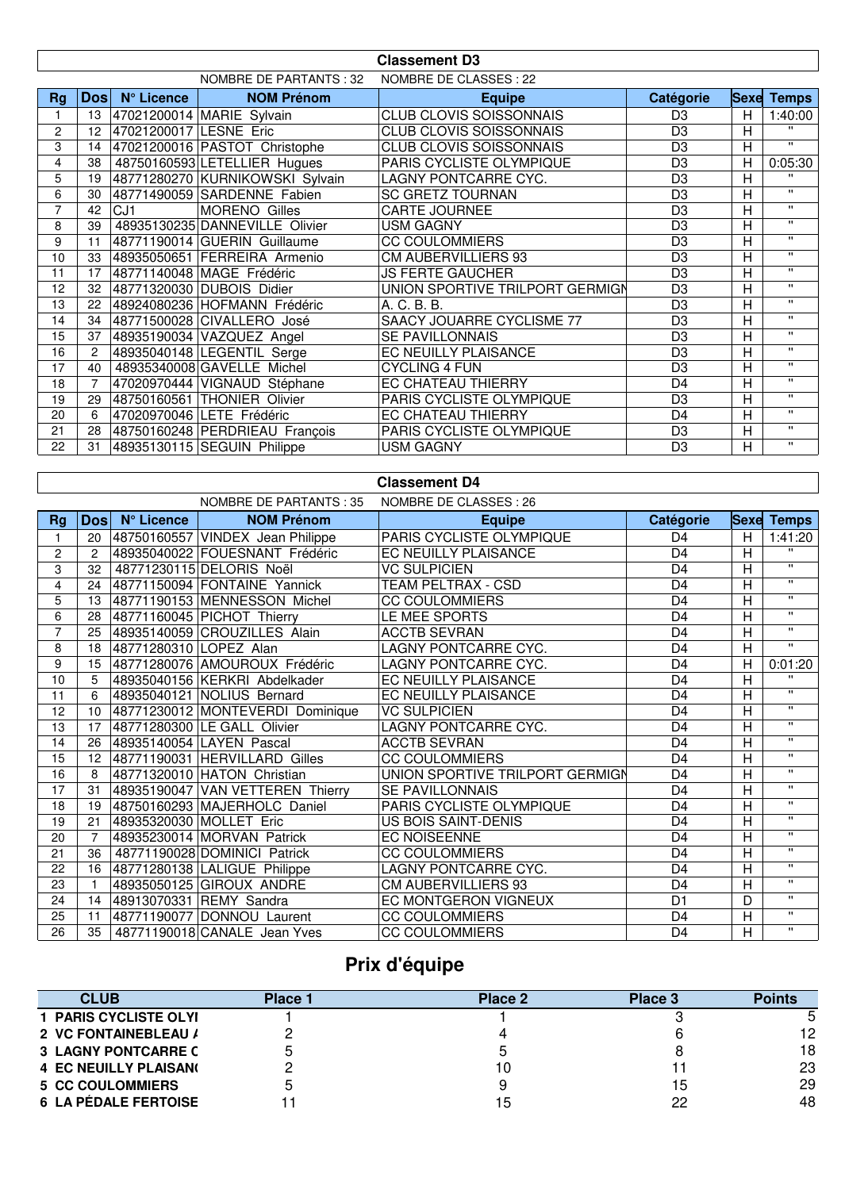## Classement D3

NOMBRE DE PARTANTS : 32 NOMBRE DE CLASSES : 22

| Rg | Dos | N° Licence | NOM Prénom | Equipe | Catégorie | Sexe | Temps |
|---|---|---|---|---|---|---|---|
| 1 | 13 | 47021200014 | MARIE Sylvain | CLUB CLOVIS SOISSONNAIS | D3 | H | 1:40:00 |
| 2 | 12 | 47021200017 | LESNE Eric | CLUB CLOVIS SOISSONNAIS | D3 | H | " |
| 3 | 14 | 47021200016 | PASTOT Christophe | CLUB CLOVIS SOISSONNAIS | D3 | H | " |
| 4 | 38 | 48750160593 | LETELLIER Hugues | PARIS CYCLISTE OLYMPIQUE | D3 | H | 0:05:30 |
| 5 | 19 | 48771280270 | KURNIKOWSKI Sylvain | LAGNY PONTCARRE CYC. | D3 | H | " |
| 6 | 30 | 48771490059 | SARDENNE Fabien | SC GRETZ TOURNAN | D3 | H | " |
| 7 | 42 | CJ1 | MORENO Gilles | CARTE JOURNEE | D3 | H | " |
| 8 | 39 | 48935130235 | DANNEVILLE Olivier | USM GAGNY | D3 | H | " |
| 9 | 11 | 48771190014 | GUERIN Guillaume | CC COULOMMIERS | D3 | H | " |
| 10 | 33 | 48935050651 | FERREIRA Armenio | CM AUBERVILLIERS 93 | D3 | H | " |
| 11 | 17 | 48771140048 | MAGE Frédéric | JS FERTE GAUCHER | D3 | H | " |
| 12 | 32 | 48771320030 | DUBOIS Didier | UNION SPORTIVE TRILPORT GERMIGN | D3 | H | " |
| 13 | 22 | 48924080236 | HOFMANN Frédéric | A. C. B. B. | D3 | H | " |
| 14 | 34 | 48771500028 | CIVALLERO José | SAACY JOUARRE CYCLISME 77 | D3 | H | " |
| 15 | 37 | 48935190034 | VAZQUEZ Angel | SE PAVILLONNAIS | D3 | H | " |
| 16 | 2 | 48935040148 | LEGENTIL Serge | EC NEUILLY PLAISANCE | D3 | H | " |
| 17 | 40 | 48935340008 | GAVELLE Michel | CYCLING 4 FUN | D3 | H | " |
| 18 | 7 | 47020970444 | VIGNAUD Stéphane | EC CHATEAU THIERRY | D4 | H | " |
| 19 | 29 | 48750160561 | THONIER Olivier | PARIS CYCLISTE OLYMPIQUE | D3 | H | " |
| 20 | 6 | 47020970046 | LETE Frédéric | EC CHATEAU THIERRY | D4 | H | " |
| 21 | 28 | 48750160248 | PERDRIEAU François | PARIS CYCLISTE OLYMPIQUE | D3 | H | " |
| 22 | 31 | 48935130115 | SEGUIN Philippe | USM GAGNY | D3 | H | " |

## Classement D4

NOMBRE DE PARTANTS : 35 NOMBRE DE CLASSES : 26

| Rg | Dos | N° Licence | NOM Prénom | Equipe | Catégorie | Sexe | Temps |
|---|---|---|---|---|---|---|---|
| 1 | 20 | 48750160557 | VINDEX Jean Philippe | PARIS CYCLISTE OLYMPIQUE | D4 | H | 1:41:20 |
| 2 | 2 | 48935040022 | FOUESNANT Frédéric | EC NEUILLY PLAISANCE | D4 | H | " |
| 3 | 32 | 48771230115 | DELORIS Noël | VC SULPICIEN | D4 | H | " |
| 4 | 24 | 48771150094 | FONTAINE Yannick | TEAM PELTRAX - CSD | D4 | H | " |
| 5 | 13 | 48771190153 | MENNESSON Michel | CC COULOMMIERS | D4 | H | " |
| 6 | 28 | 48771160045 | PICHOT Thierry | LE MEE SPORTS | D4 | H | " |
| 7 | 25 | 48935140059 | CROUZILLES Alain | ACCTB SEVRAN | D4 | H | " |
| 8 | 18 | 48771280310 | LOPEZ Alan | LAGNY PONTCARRE CYC. | D4 | H | " |
| 9 | 15 | 48771280076 | AMOUROUX Frédéric | LAGNY PONTCARRE CYC. | D4 | H | 0:01:20 |
| 10 | 5 | 48935040156 | KERKRI Abdelkader | EC NEUILLY PLAISANCE | D4 | H | " |
| 11 | 6 | 48935040121 | NOLIUS Bernard | EC NEUILLY PLAISANCE | D4 | H | " |
| 12 | 10 | 48771230012 | MONTEVERDI Dominique | VC SULPICIEN | D4 | H | " |
| 13 | 17 | 48771280300 | LE GALL Olivier | LAGNY PONTCARRE CYC. | D4 | H | " |
| 14 | 26 | 48935140054 | LAYEN Pascal | ACCTB SEVRAN | D4 | H | " |
| 15 | 12 | 48771190031 | HERVILLARD Gilles | CC COULOMMIERS | D4 | H | " |
| 16 | 8 | 48771320010 | HATON Christian | UNION SPORTIVE TRILPORT GERMIGN | D4 | H | " |
| 17 | 31 | 48935190047 | VAN VETTEREN Thierry | SE PAVILLONNAIS | D4 | H | " |
| 18 | 19 | 48750160293 | MAJERHOLC Daniel | PARIS CYCLISTE OLYMPIQUE | D4 | H | " |
| 19 | 21 | 48935320030 | MOLLET Eric | US BOIS SAINT-DENIS | D4 | H | " |
| 20 | 7 | 48935230014 | MORVAN Patrick | EC NOISEENNE | D4 | H | " |
| 21 | 36 | 48771190028 | DOMINICI Patrick | CC COULOMMIERS | D4 | H | " |
| 22 | 16 | 48771280138 | LALIGUE Philippe | LAGNY PONTCARRE CYC. | D4 | H | " |
| 23 | 1 | 48935050125 | GIROUX ANDRE | CM AUBERVILLIERS 93 | D4 | H | " |
| 24 | 14 | 48913070331 | REMY Sandra | EC MONTGERON VIGNEUX | D1 | D | " |
| 25 | 11 | 48771190077 | DONNOU Laurent | CC COULOMMIERS | D4 | H | " |
| 26 | 35 | 48771190018 | CANALE Jean Yves | CC COULOMMIERS | D4 | H | " |

## Prix d'équipe

| CLUB | Place 1 | Place 2 | Place 3 | Points |
|---|---|---|---|---|
| 1 PARIS CYCLISTE OLYI | 1 | 1 | 3 | 5 |
| 2 VC FONTAINEBLEAU / | 2 | 4 | 6 | 12 |
| 3 LAGNY PONTCARRE C | 5 | 5 | 8 | 18 |
| 4 EC NEUILLY PLAISAN( | 2 | 10 | 11 | 23 |
| 5 CC COULOMMIERS | 5 | 9 | 15 | 29 |
| 6 LA PÉDALE FERTOISE | 11 | 15 | 22 | 48 |